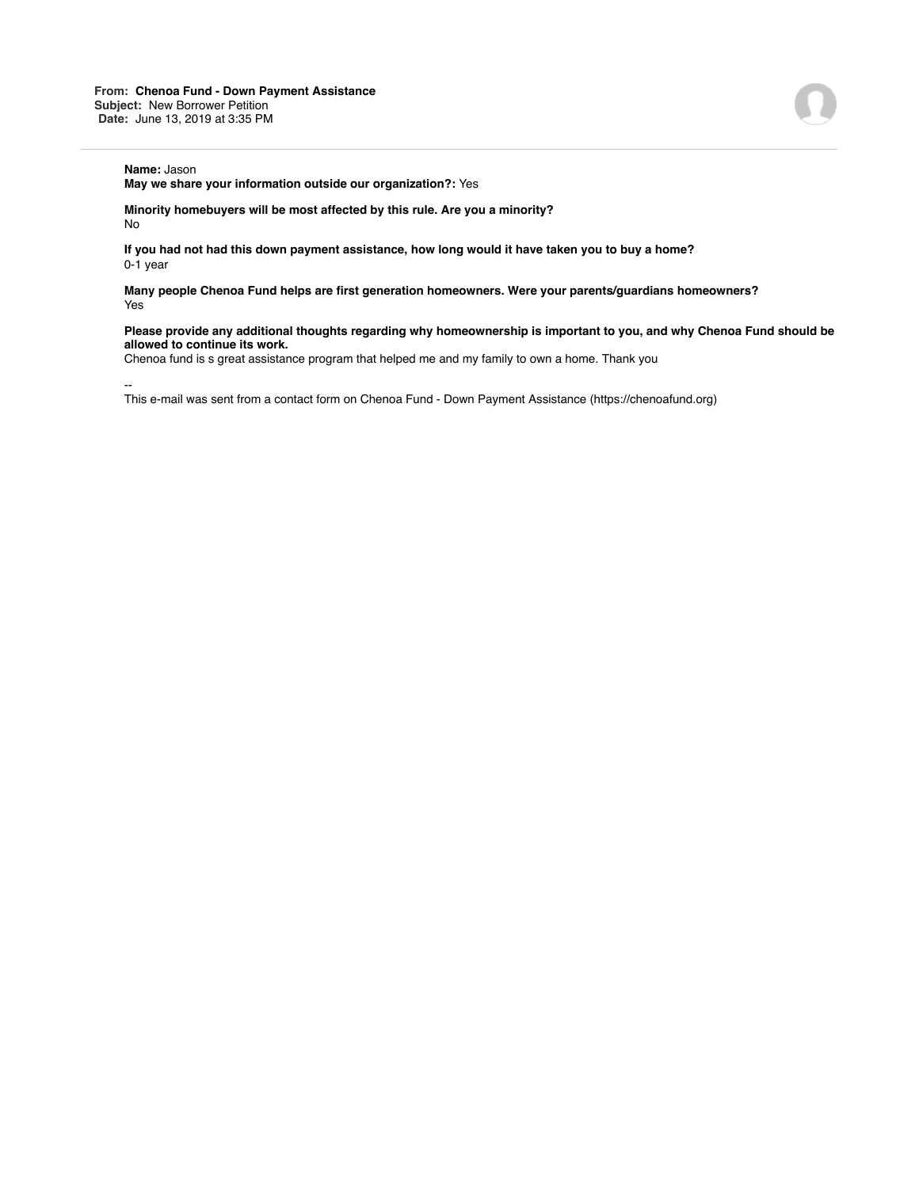**From:** **Chenoa Fund - Down Payment Assistance**
**Subject:** New Borrower Petition
**Date:** June 13, 2019 at 3:35 PM

---

**Name:** Jason
**May we share your information outside our organization?:** Yes

**Minority homebuyers will be most affected by this rule. Are you a minority?**
No

**If you had not had this down payment assistance, how long would it have taken you to buy a home?**
0-1 year

**Many people Chenoa Fund helps are first generation homeowners. Were your parents/guardians homeowners?**
Yes

**Please provide any additional thoughts regarding why homeownership is important to you, and why Chenoa Fund should be allowed to continue its work.**
Chenoa fund is s great assistance program that helped me and my family to own a home. Thank you

--
This e-mail was sent from a contact form on Chenoa Fund - Down Payment Assistance (https://chenoafund.org)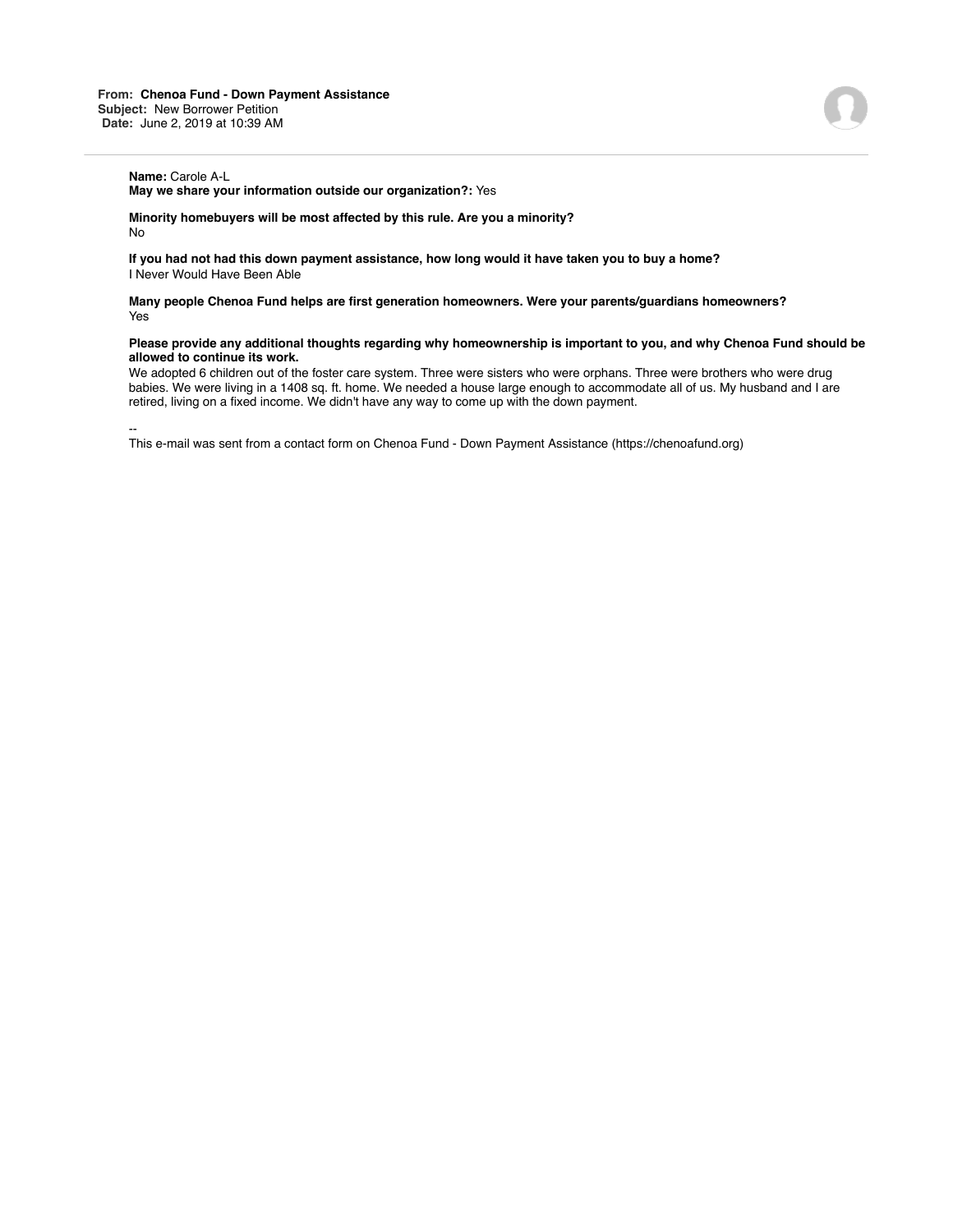**From:** **Chenoa Fund - Down Payment Assistance**
**Subject:** New Borrower Petition
**Date:** June 2, 2019 at 10:39 AM

---

**Name:** Carole A-L
**May we share your information outside our organization?:** Yes

**Minority homebuyers will be most affected by this rule. Are you a minority?**
No

**If you had not had this down payment assistance, how long would it have taken you to buy a home?**
I Never Would Have Been Able

**Many people Chenoa Fund helps are first generation homeowners. Were your parents/guardians homeowners?**
Yes

**Please provide any additional thoughts regarding why homeownership is important to you, and why Chenoa Fund should be allowed to continue its work.**
We adopted 6 children out of the foster care system. Three were sisters who were orphans. Three were brothers who were drug babies. We were living in a 1408 sq. ft. home. We needed a house large enough to accommodate all of us. My husband and I are retired, living on a fixed income. We didn't have any way to come up with the down payment.

--
This e-mail was sent from a contact form on Chenoa Fund - Down Payment Assistance (https://chenoafund.org)